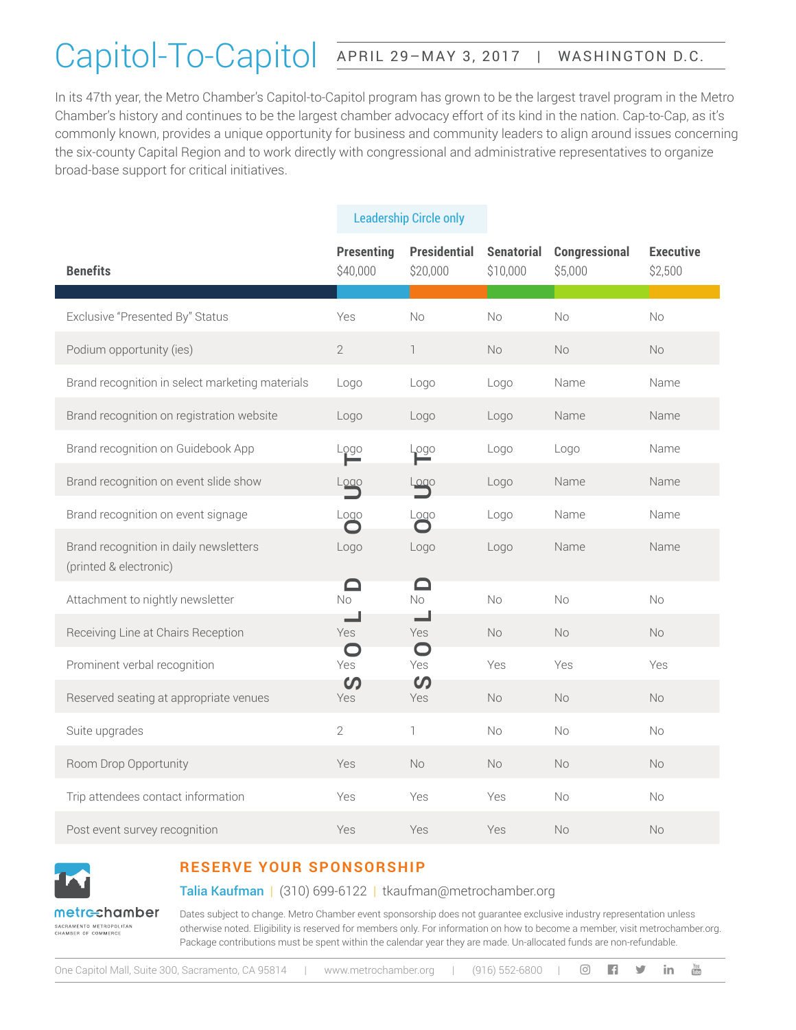# Capitol-To-Capitol

APRIL 29–MAY 3, 2017 | WASHINGTON D.C.

In its 47th year, the Metro Chamber's Capitol-to-Capitol program has grown to be the largest travel program in the Metro Chamber's history and continues to be the largest chamber advocacy effort of its kind in the nation. Cap-to-Cap, as it's commonly known, provides a unique opportunity for business and community leaders to align around issues concerning the six-county Capital Region and to work directly with congressional and administrative representatives to organize broad-base support for critical initiatives.

| | Leadership Circle only | | | | |
|---|---|---|---|---|---|
| **Benefits** | **Presenting** $40,000 (SOLD OUT) | **Presidential** $20,000 (SOLD OUT) | **Senatorial** $10,000 | **Congressional** $5,000 | **Executive** $2,500 |
| Exclusive "Presented By" Status | Yes | No | No | No | No |
| Podium opportunity (ies) | 2 | 1 | No | No | No |
| Brand recognition in select marketing materials | Logo | Logo | Logo | Name | Name |
| Brand recognition on registration website | Logo | Logo | Logo | Name | Name |
| Brand recognition on Guidebook App | Logo | Logo | Logo | Logo | Name |
| Brand recognition on event slide show | Logo | Logo | Logo | Name | Name |
| Brand recognition on event signage | Logo | Logo | Logo | Name | Name |
| Brand recognition in daily newsletters (printed & electronic) | Logo | Logo | Logo | Name | Name |
| Attachment to nightly newsletter | No | No | No | No | No |
| Receiving Line at Chairs Reception | Yes | Yes | No | No | No |
| Prominent verbal recognition | Yes | Yes | Yes | Yes | Yes |
| Reserved seating at appropriate venues | Yes | Yes | No | No | No |
| Suite upgrades | 2 | 1 | No | No | No |
| Room Drop Opportunity | Yes | No | No | No | No |
| Trip attendees contact information | Yes | Yes | Yes | No | No |
| Post event survey recognition | Yes | Yes | Yes | No | No |

## RESERVE YOUR SPONSORSHIP

**Talia Kaufman** | (310) 699-6122 | tkaufman@metrochamber.org

Dates subject to change. Metro Chamber event sponsorship does not guarantee exclusive industry representation unless otherwise noted. Eligibility is reserved for members only. For information on how to become a member, visit metrochamber.org. Package contributions must be spent within the calendar year they are made. Un-allocated funds are non-refundable.

metrochamber
SACRAMENTO METROPOLITAN CHAMBER OF COMMERCE

One Capitol Mall, Suite 300, Sacramento, CA 95814 | www.metrochamber.org | (916) 552-6800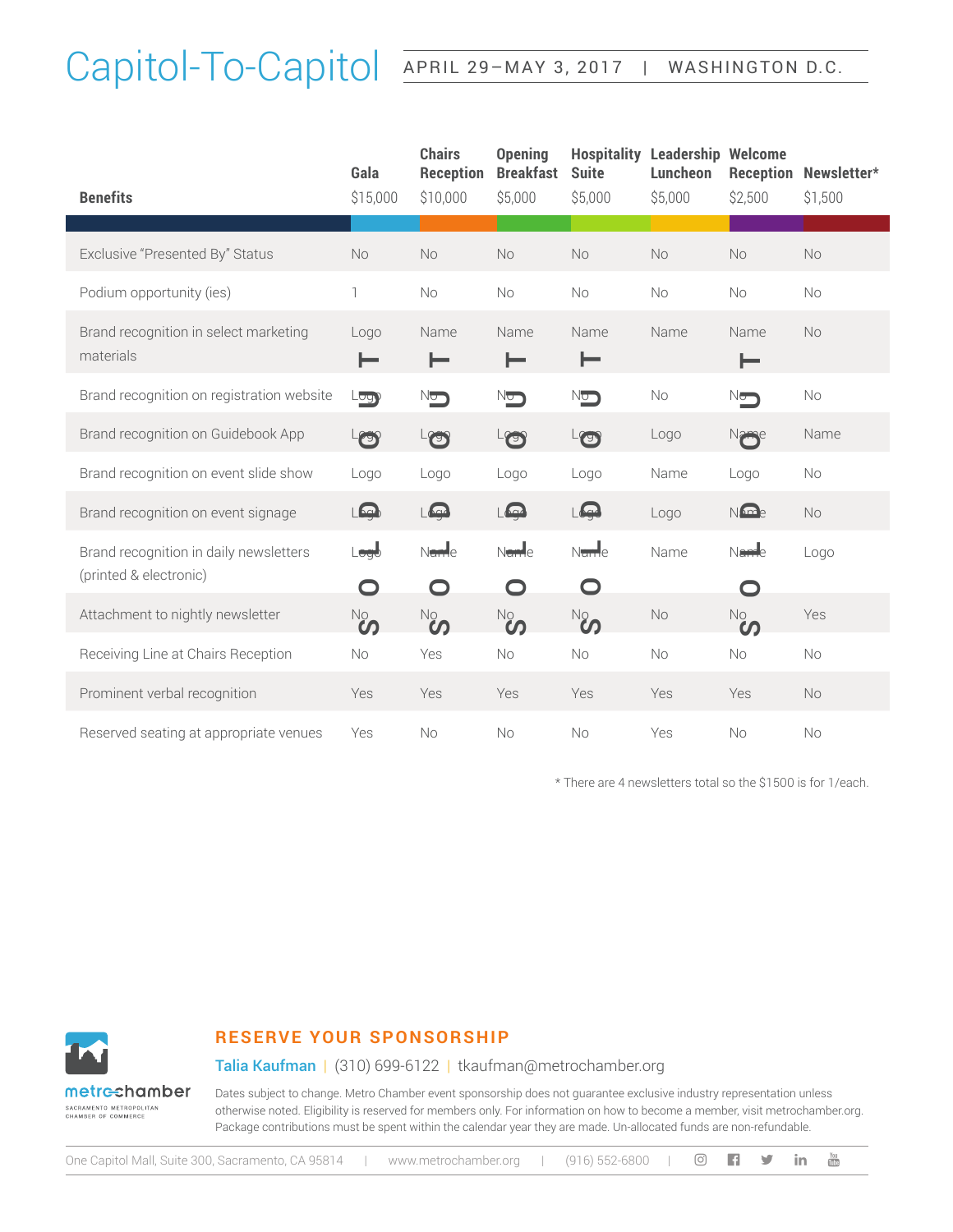# Capitol-To-Capitol

APRIL 29–MAY 3, 2017 | WASHINGTON D.C.

| Benefits | Gala $15,000 | Chairs Reception $10,000 | Opening Breakfast $5,000 | Hospitality Suite $5,000 | Leadership Luncheon $5,000 | Welcome Reception $2,500 | Newsletter* $1,500 |
|---|---|---|---|---|---|---|---|
| Exclusive "Presented By" Status | No | No | No | No | No | No | No |
| Podium opportunity (ies) | 1 | No | No | No | No | No | No |
| Brand recognition in select marketing materials | Logo | Name | Name | Name | Name | Name | No |
| Brand recognition on registration website | Logo | No | No | No | No | No | No |
| Brand recognition on Guidebook App | Logo | Logo | Logo | Logo | Logo | Name | Name |
| Brand recognition on event slide show | Logo | Logo | Logo | Logo | Name | Logo | No |
| Brand recognition on event signage | Logo | Logo | Logo | Logo | Logo | Name | No |
| Brand recognition in daily newsletters (printed & electronic) | Logo | Name | Name | Name | Name | Name | Logo |
| Attachment to nightly newsletter | No | No | No | No | No | No | Yes |
| Receiving Line at Chairs Reception | No | Yes | No | No | No | No | No |
| Prominent verbal recognition | Yes | Yes | Yes | Yes | Yes | Yes | No |
| Reserved seating at appropriate venues | Yes | No | No | No | Yes | No | No |

SOLD OUT (Gala, Chairs Reception, Opening Breakfast, Hospitality Suite, Welcome Reception)

\* There are 4 newsletters total so the $1500 is for 1/each.

metrochamber
SACRAMENTO METROPOLITAN CHAMBER OF COMMERCE

## RESERVE YOUR SPONSORSHIP

**Talia Kaufman** | (310) 699-6122 | tkaufman@metrochamber.org

Dates subject to change. Metro Chamber event sponsorship does not guarantee exclusive industry representation unless otherwise noted. Eligibility is reserved for members only. For information on how to become a member, visit metrochamber.org. Package contributions must be spent within the calendar year they are made. Un-allocated funds are non-refundable.

One Capitol Mall, Suite 300, Sacramento, CA 95814 | www.metrochamber.org | (916) 552-6800